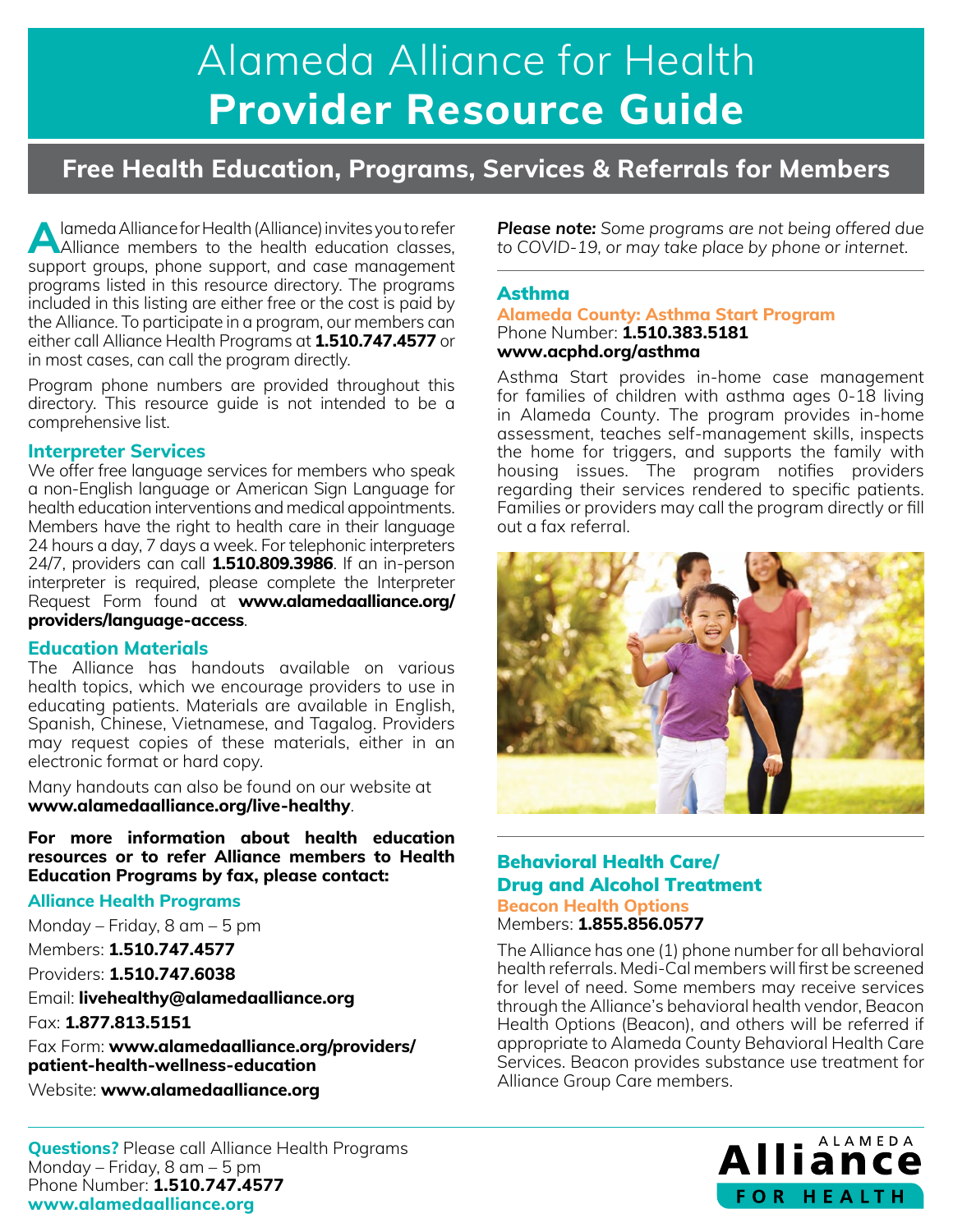# Alameda Alliance for Health
# Provider Resource Guide

## Free Health Education, Programs, Services & Referrals for Members

Alameda Alliance for Health (Alliance) invites you to refer Alliance members to the health education classes, support groups, phone support, and case management programs listed in this resource directory. The programs included in this listing are either free or the cost is paid by the Alliance. To participate in a program, our members can either call Alliance Health Programs at **1.510.747.4577** or in most cases, can call the program directly.

Program phone numbers are provided throughout this directory. This resource guide is not intended to be a comprehensive list.

### Interpreter Services

We offer free language services for members who speak a non-English language or American Sign Language for health education interventions and medical appointments. Members have the right to health care in their language 24 hours a day, 7 days a week. For telephonic interpreters 24/7, providers can call **1.510.809.3986**. If an in-person interpreter is required, please complete the Interpreter Request Form found at **www.alamedaalliance.org/providers/language-access**.

### Education Materials

The Alliance has handouts available on various health topics, which we encourage providers to use in educating patients. Materials are available in English, Spanish, Chinese, Vietnamese, and Tagalog. Providers may request copies of these materials, either in an electronic format or hard copy.

Many handouts can also be found on our website at **www.alamedaalliance.org/live-healthy**.

**For more information about health education resources or to refer Alliance members to Health Education Programs by fax, please contact:**

### Alliance Health Programs

Monday – Friday, 8 am – 5 pm

Members: **1.510.747.4577**

Providers: **1.510.747.6038**

Email: **livehealthy@alamedaalliance.org**

Fax: **1.877.813.5151**

Fax Form: **www.alamedaalliance.org/providers/patient-health-wellness-education**

Website: **www.alamedaalliance.org**

***Please note:*** *Some programs are not being offered due to COVID-19, or may take place by phone or internet.*

### Asthma

**Alameda County: Asthma Start Program**
Phone Number: **1.510.383.5181**
**www.acphd.org/asthma**

Asthma Start provides in-home case management for families of children with asthma ages 0-18 living in Alameda County. The program provides in-home assessment, teaches self-management skills, inspects the home for triggers, and supports the family with housing issues. The program notifies providers regarding their services rendered to specific patients. Families or providers may call the program directly or fill out a fax referral.

### Behavioral Health Care/ Drug and Alcohol Treatment

**Beacon Health Options**
Members: **1.855.856.0577**

The Alliance has one (1) phone number for all behavioral health referrals. Medi-Cal members will first be screened for level of need. Some members may receive services through the Alliance's behavioral health vendor, Beacon Health Options (Beacon), and others will be referred if appropriate to Alameda County Behavioral Health Care Services. Beacon provides substance use treatment for Alliance Group Care members.

**Questions?** Please call Alliance Health Programs
Monday – Friday, 8 am – 5 pm
Phone Number: **1.510.747.4577**
**www.alamedaalliance.org**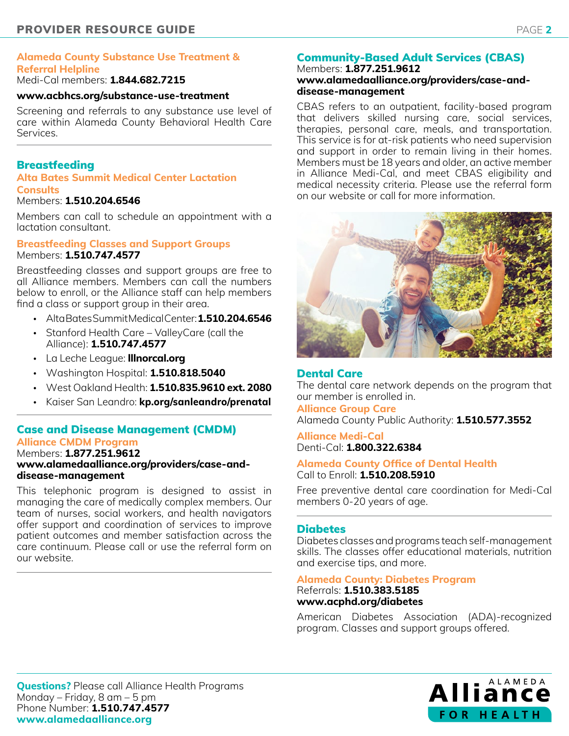### Alameda County Substance Use Treatment & Referral Helpline

Medi-Cal members: **1.844.682.7215**

**www.acbhcs.org/substance-use-treatment**

Screening and referrals to any substance use level of care within Alameda County Behavioral Health Care Services.

## Breastfeeding

### Alta Bates Summit Medical Center Lactation Consults

Members: **1.510.204.6546**

Members can call to schedule an appointment with a lactation consultant.

### Breastfeeding Classes and Support Groups

Members: **1.510.747.4577**

Breastfeeding classes and support groups are free to all Alliance members. Members can call the numbers below to enroll, or the Alliance staff can help members find a class or support group in their area.

- Alta Bates Summit Medical Center: **1.510.204.6546**
- Stanford Health Care – ValleyCare (call the Alliance): **1.510.747.4577**
- La Leche League: **lllnorcal.org**
- Washington Hospital: **1.510.818.5040**
- West Oakland Health: **1.510.835.9610 ext. 2080**
- Kaiser San Leandro: **kp.org/sanleandro/prenatal**

## Case and Disease Management (CMDM)

### Alliance CMDM Program

Members: **1.877.251.9612**
**www.alamedaalliance.org/providers/case-and-disease-management**

This telephonic program is designed to assist in managing the care of medically complex members. Our team of nurses, social workers, and health navigators offer support and coordination of services to improve patient outcomes and member satisfaction across the care continuum. Please call or use the referral form on our website.

## Community-Based Adult Services (CBAS)

Members: **1.877.251.9612**
**www.alamedaalliance.org/providers/case-and-disease-management**

CBAS refers to an outpatient, facility-based program that delivers skilled nursing care, social services, therapies, personal care, meals, and transportation. This service is for at-risk patients who need supervision and support in order to remain living in their homes. Members must be 18 years and older, an active member in Alliance Medi-Cal, and meet CBAS eligibility and medical necessity criteria. Please use the referral form on our website or call for more information.

## Dental Care

The dental care network depends on the program that our member is enrolled in.

### Alliance Group Care

Alameda County Public Authority: **1.510.577.3552**

### Alliance Medi-Cal

Denti-Cal: **1.800.322.6384**

### Alameda County Office of Dental Health

Call to Enroll: **1.510.208.5910**

Free preventive dental care coordination for Medi-Cal members 0-20 years of age.

## Diabetes

Diabetes classes and programs teach self-management skills. The classes offer educational materials, nutrition and exercise tips, and more.

### Alameda County: Diabetes Program

Referrals: **1.510.383.5185**
**www.acphd.org/diabetes**

American Diabetes Association (ADA)-recognized program. Classes and support groups offered.

**Questions?** Please call Alliance Health Programs
Monday – Friday, 8 am – 5 pm
Phone Number: **1.510.747.4577**
**www.alamedaalliance.org**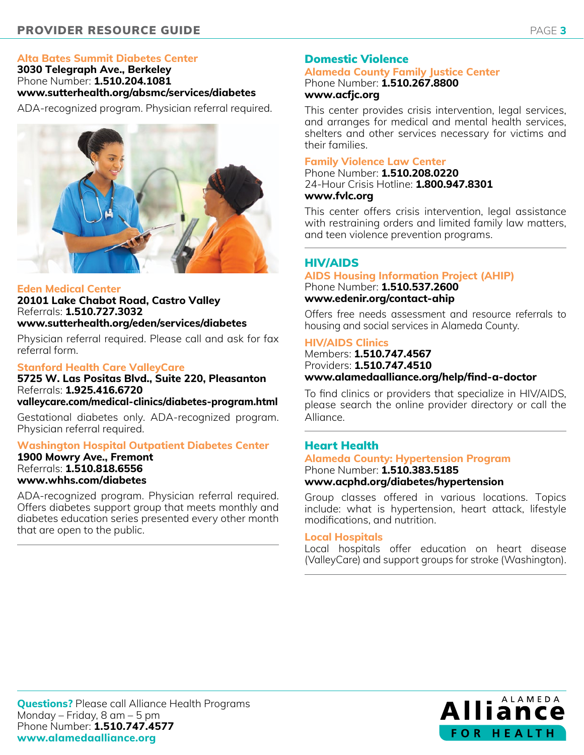### Alta Bates Summit Diabetes Center

**3030 Telegraph Ave., Berkeley**
Phone Number: **1.510.204.1081**
**www.sutterhealth.org/absmc/services/diabetes**

ADA-recognized program. Physician referral required.

### Eden Medical Center

**20101 Lake Chabot Road, Castro Valley**
Referrals: **1.510.727.3032**
**www.sutterhealth.org/eden/services/diabetes**

Physician referral required. Please call and ask for fax referral form.

### Stanford Health Care ValleyCare

**5725 W. Las Positas Blvd., Suite 220, Pleasanton**
Referrals: **1.925.416.6720**
**valleycare.com/medical-clinics/diabetes-program.html**

Gestational diabetes only. ADA-recognized program. Physician referral required.

### Washington Hospital Outpatient Diabetes Center

**1900 Mowry Ave., Fremont**
Referrals: **1.510.818.6556**
**www.whhs.com/diabetes**

ADA-recognized program. Physician referral required. Offers diabetes support group that meets monthly and diabetes education series presented every other month that are open to the public.

## Domestic Violence

### Alameda County Family Justice Center

Phone Number: **1.510.267.8800**
**www.acfjc.org**

This center provides crisis intervention, legal services, and arranges for medical and mental health services, shelters and other services necessary for victims and their families.

### Family Violence Law Center

Phone Number: **1.510.208.0220**
24-Hour Crisis Hotline: **1.800.947.8301**
**www.fvlc.org**

This center offers crisis intervention, legal assistance with restraining orders and limited family law matters, and teen violence prevention programs.

## HIV/AIDS

### AIDS Housing Information Project (AHIP)

Phone Number: **1.510.537.2600**
**www.edenir.org/contact-ahip**

Offers free needs assessment and resource referrals to housing and social services in Alameda County.

### HIV/AIDS Clinics

Members: **1.510.747.4567**
Providers: **1.510.747.4510**
**www.alamedaalliance.org/help/find-a-doctor**

To find clinics or providers that specialize in HIV/AIDS, please search the online provider directory or call the Alliance.

## Heart Health

### Alameda County: Hypertension Program

Phone Number: **1.510.383.5185**
**www.acphd.org/diabetes/hypertension**

Group classes offered in various locations. Topics include: what is hypertension, heart attack, lifestyle modifications, and nutrition.

### Local Hospitals

Local hospitals offer education on heart disease (ValleyCare) and support groups for stroke (Washington).

**Questions?** Please call Alliance Health Programs
Monday – Friday, 8 am – 5 pm
Phone Number: **1.510.747.4577**
**www.alamedaalliance.org**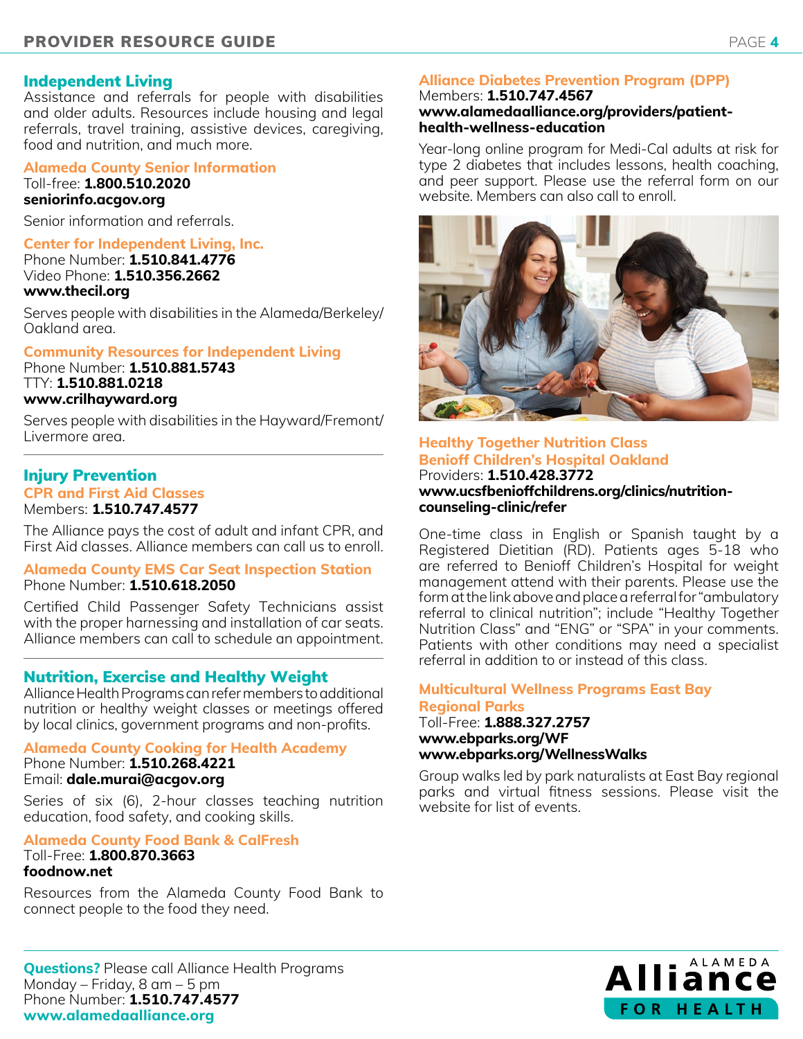## Independent Living

Assistance and referrals for people with disabilities and older adults. Resources include housing and legal referrals, travel training, assistive devices, caregiving, food and nutrition, and much more.

### Alameda County Senior Information

Toll-free: **1.800.510.2020**
**seniorinfo.acgov.org**

Senior information and referrals.

### Center for Independent Living, Inc.

Phone Number: **1.510.841.4776**
Video Phone: **1.510.356.2662**
**www.thecil.org**

Serves people with disabilities in the Alameda/Berkeley/Oakland area.

### Community Resources for Independent Living

Phone Number: **1.510.881.5743**
TTY: **1.510.881.0218**
**www.crilhayward.org**

Serves people with disabilities in the Hayward/Fremont/Livermore area.

## Injury Prevention

### CPR and First Aid Classes

Members: **1.510.747.4577**

The Alliance pays the cost of adult and infant CPR, and First Aid classes. Alliance members can call us to enroll.

### Alameda County EMS Car Seat Inspection Station

Phone Number: **1.510.618.2050**

Certified Child Passenger Safety Technicians assist with the proper harnessing and installation of car seats. Alliance members can call to schedule an appointment.

## Nutrition, Exercise and Healthy Weight

Alliance Health Programs can refer members to additional nutrition or healthy weight classes or meetings offered by local clinics, government programs and non-profits.

### Alameda County Cooking for Health Academy

Phone Number: **1.510.268.4221**
Email: **dale.murai@acgov.org**

Series of six (6), 2-hour classes teaching nutrition education, food safety, and cooking skills.

### Alameda County Food Bank & CalFresh

Toll-Free: **1.800.870.3663**
**foodnow.net**

Resources from the Alameda County Food Bank to connect people to the food they need.

### Alliance Diabetes Prevention Program (DPP)

Members: **1.510.747.4567**
**www.alamedaalliance.org/providers/patient-health-wellness-education**

Year-long online program for Medi-Cal adults at risk for type 2 diabetes that includes lessons, health coaching, and peer support. Please use the referral form on our website. Members can also call to enroll.

### Healthy Together Nutrition Class Benioff Children's Hospital Oakland

Providers: **1.510.428.3772**
**www.ucsfbenioffchildrens.org/clinics/nutrition-counseling-clinic/refer**

One-time class in English or Spanish taught by a Registered Dietitian (RD). Patients ages 5-18 who are referred to Benioff Children's Hospital for weight management attend with their parents. Please use the form at the link above and place a referral for "ambulatory referral to clinical nutrition"; include "Healthy Together Nutrition Class" and "ENG" or "SPA" in your comments. Patients with other conditions may need a specialist referral in addition to or instead of this class.

### Multicultural Wellness Programs East Bay Regional Parks

Toll-Free: **1.888.327.2757**
**www.ebparks.org/WF**
**www.ebparks.org/WellnessWalks**

Group walks led by park naturalists at East Bay regional parks and virtual fitness sessions. Please visit the website for list of events.

**Questions?** Please call Alliance Health Programs
Monday – Friday, 8 am – 5 pm
Phone Number: **1.510.747.4577**
**www.alamedaalliance.org**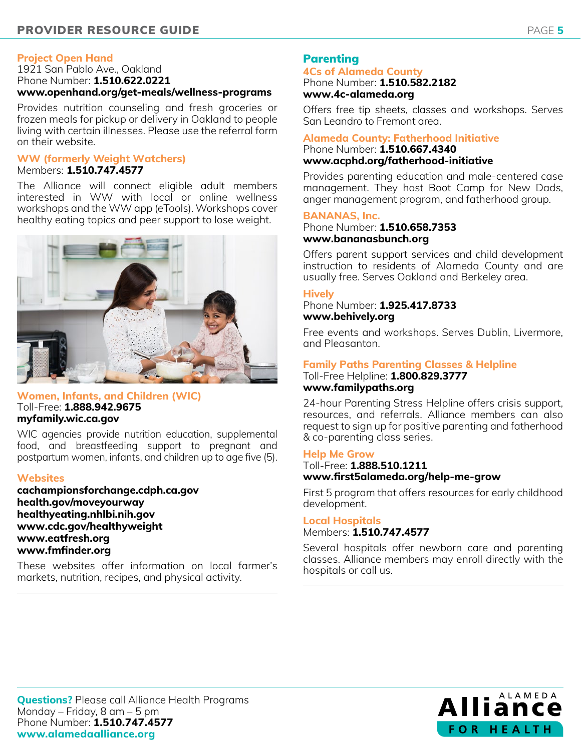### Project Open Hand

1921 San Pablo Ave., Oakland
Phone Number: **1.510.622.0221**
**www.openhand.org/get-meals/wellness-programs**

Provides nutrition counseling and fresh groceries or frozen meals for pickup or delivery in Oakland to people living with certain illnesses. Please use the referral form on their website.

### WW (formerly Weight Watchers)

Members: **1.510.747.4577**

The Alliance will connect eligible adult members interested in WW with local or online wellness workshops and the WW app (eTools). Workshops cover healthy eating topics and peer support to lose weight.

### Women, Infants, and Children (WIC)

Toll-Free: **1.888.942.9675**
**myfamily.wic.ca.gov**

WIC agencies provide nutrition education, supplemental food, and breastfeeding support to pregnant and postpartum women, infants, and children up to age five (5).

### Websites

**cachampionsforchange.cdph.ca.gov**
**health.gov/moveyourway**
**healthyeating.nhlbi.nih.gov**
**www.cdc.gov/healthyweight**
**www.eatfresh.org**
**www.fmfinder.org**

These websites offer information on local farmer's markets, nutrition, recipes, and physical activity.

## Parenting

### 4Cs of Alameda County

Phone Number: **1.510.582.2182**
**www.4c-alameda.org**

Offers free tip sheets, classes and workshops. Serves San Leandro to Fremont area.

### Alameda County: Fatherhood Initiative

Phone Number: **1.510.667.4340**
**www.acphd.org/fatherhood-initiative**

Provides parenting education and male-centered case management. They host Boot Camp for New Dads, anger management program, and fatherhood group.

### BANANAS, Inc.

Phone Number: **1.510.658.7353**
**www.bananasbunch.org**

Offers parent support services and child development instruction to residents of Alameda County and are usually free. Serves Oakland and Berkeley area.

### Hively

Phone Number: **1.925.417.8733**
**www.behively.org**

Free events and workshops. Serves Dublin, Livermore, and Pleasanton.

### Family Paths Parenting Classes & Helpline

Toll-Free Helpline: **1.800.829.3777**
**www.familypaths.org**

24-hour Parenting Stress Helpline offers crisis support, resources, and referrals. Alliance members can also request to sign up for positive parenting and fatherhood & co-parenting class series.

### Help Me Grow

Toll-Free: **1.888.510.1211**
**www.first5alameda.org/help-me-grow**

First 5 program that offers resources for early childhood development.

### Local Hospitals

Members: **1.510.747.4577**

Several hospitals offer newborn care and parenting classes. Alliance members may enroll directly with the hospitals or call us.

**Questions?** Please call Alliance Health Programs
Monday – Friday, 8 am – 5 pm
Phone Number: **1.510.747.4577**
**www.alamedaalliance.org**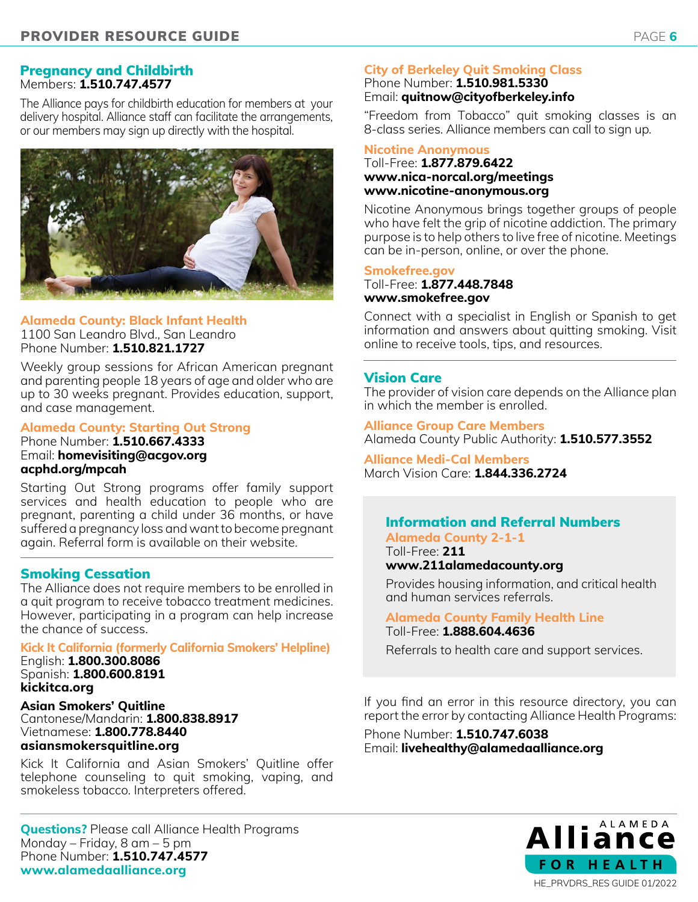## Pregnancy and Childbirth

Members: **1.510.747.4577**

The Alliance pays for childbirth education for members at your delivery hospital. Alliance staff can facilitate the arrangements, or our members may sign up directly with the hospital.

### Alameda County: Black Infant Health

1100 San Leandro Blvd., San Leandro
Phone Number: **1.510.821.1727**

Weekly group sessions for African American pregnant and parenting people 18 years of age and older who are up to 30 weeks pregnant. Provides education, support, and case management.

### Alameda County: Starting Out Strong

Phone Number: **1.510.667.4333**
Email: **homevisiting@acgov.org**
**acphd.org/mpcah**

Starting Out Strong programs offer family support services and health education to people who are pregnant, parenting a child under 36 months, or have suffered a pregnancy loss and want to become pregnant again. Referral form is available on their website.

## Smoking Cessation

The Alliance does not require members to be enrolled in a quit program to receive tobacco treatment medicines. However, participating in a program can help increase the chance of success.

### Kick It California (formerly California Smokers' Helpline)

English: **1.800.300.8086**
Spanish: **1.800.600.8191**
**kickitca.org**

**Asian Smokers' Quitline**
Cantonese/Mandarin: **1.800.838.8917**
Vietnamese: **1.800.778.8440**
**asiansmokersquitline.org**

Kick It California and Asian Smokers' Quitline offer telephone counseling to quit smoking, vaping, and smokeless tobacco. Interpreters offered.

### City of Berkeley Quit Smoking Class

Phone Number: **1.510.981.5330**
Email: **quitnow@cityofberkeley.info**

"Freedom from Tobacco" quit smoking classes is an 8-class series. Alliance members can call to sign up.

### Nicotine Anonymous

Toll-Free: **1.877.879.6422**
**www.nica-norcal.org/meetings**
**www.nicotine-anonymous.org**

Nicotine Anonymous brings together groups of people who have felt the grip of nicotine addiction. The primary purpose is to help others to live free of nicotine. Meetings can be in-person, online, or over the phone.

### Smokefree.gov

Toll-Free: **1.877.448.7848**
**www.smokefree.gov**

Connect with a specialist in English or Spanish to get information and answers about quitting smoking. Visit online to receive tools, tips, and resources.

## Vision Care

The provider of vision care depends on the Alliance plan in which the member is enrolled.

### Alliance Group Care Members

Alameda County Public Authority: **1.510.577.3552**

### Alliance Medi-Cal Members

March Vision Care: **1.844.336.2724**

## Information and Referral Numbers

### Alameda County 2-1-1

Toll-Free: **211**
**www.211alamedacounty.org**

Provides housing information, and critical health and human services referrals.

### Alameda County Family Health Line

Toll-Free: **1.888.604.4636**

Referrals to health care and support services.

If you find an error in this resource directory, you can report the error by contacting Alliance Health Programs:

Phone Number: **1.510.747.6038**
Email: **livehealthy@alamedaalliance.org**

**Questions?** Please call Alliance Health Programs
Monday – Friday, 8 am – 5 pm
Phone Number: **1.510.747.4577**
**www.alamedaalliance.org**

HE_PRVDRS_RES GUIDE 01/2022